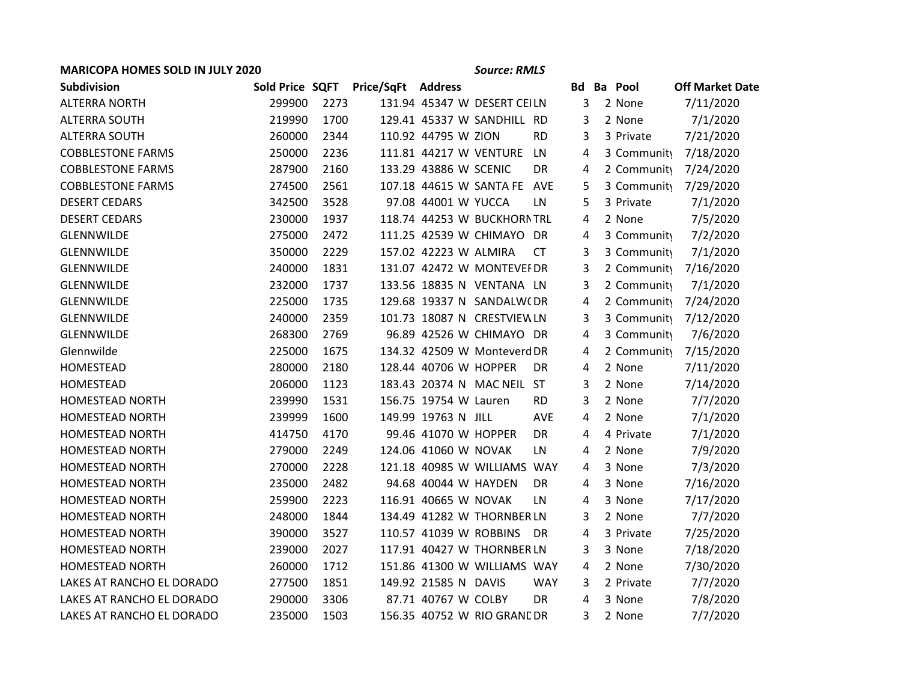**MARICOPA HOMES SOLD IN JULY 2020** *Source: RMLS*

| Subdivision | Sold Price | SQFT | Price/SqFt | Address | | | | Bd | Ba | Pool | Off Market Date |
|---|---|---|---|---|---|---|---|---|---|---|---|
| ALTERRA NORTH | 299900 | 2273 | 131.94 | 45347 | W | DESERT CEI | LN | 3 | 2 | None | 7/11/2020 |
| ALTERRA SOUTH | 219990 | 1700 | 129.41 | 45337 | W | SANDHILL | RD | 3 | 2 | None | 7/1/2020 |
| ALTERRA SOUTH | 260000 | 2344 | 110.92 | 44795 | W | ZION | RD | 3 | 3 | Private | 7/21/2020 |
| COBBLESTONE FARMS | 250000 | 2236 | 111.81 | 44217 | W | VENTURE | LN | 4 | 3 | Community | 7/18/2020 |
| COBBLESTONE FARMS | 287900 | 2160 | 133.29 | 43886 | W | SCENIC | DR | 4 | 2 | Community | 7/24/2020 |
| COBBLESTONE FARMS | 274500 | 2561 | 107.18 | 44615 | W | SANTA FE | AVE | 5 | 3 | Community | 7/29/2020 |
| DESERT CEDARS | 342500 | 3528 | 97.08 | 44001 | W | YUCCA | LN | 5 | 3 | Private | 7/1/2020 |
| DESERT CEDARS | 230000 | 1937 | 118.74 | 44253 | W | BUCKHORN | TRL | 4 | 2 | None | 7/5/2020 |
| GLENNWILDE | 275000 | 2472 | 111.25 | 42539 | W | CHIMAYO | DR | 4 | 3 | Community | 7/2/2020 |
| GLENNWILDE | 350000 | 2229 | 157.02 | 42223 | W | ALMIRA | CT | 3 | 3 | Community | 7/1/2020 |
| GLENNWILDE | 240000 | 1831 | 131.07 | 42472 | W | MONTEVEF | DR | 3 | 2 | Community | 7/16/2020 |
| GLENNWILDE | 232000 | 1737 | 133.56 | 18835 | N | VENTANA | LN | 3 | 2 | Community | 7/1/2020 |
| GLENNWILDE | 225000 | 1735 | 129.68 | 19337 | N | SANDALWC | DR | 4 | 2 | Community | 7/24/2020 |
| GLENNWILDE | 240000 | 2359 | 101.73 | 18087 | N | CRESTVIEW | LN | 3 | 3 | Community | 7/12/2020 |
| GLENNWILDE | 268300 | 2769 | 96.89 | 42526 | W | CHIMAYO | DR | 4 | 3 | Community | 7/6/2020 |
| Glennwilde | 225000 | 1675 | 134.32 | 42509 | W | Monteverd | DR | 4 | 2 | Community | 7/15/2020 |
| HOMESTEAD | 280000 | 2180 | 128.44 | 40706 | W | HOPPER | DR | 4 | 2 | None | 7/11/2020 |
| HOMESTEAD | 206000 | 1123 | 183.43 | 20374 | N | MAC NEIL | ST | 3 | 2 | None | 7/14/2020 |
| HOMESTEAD NORTH | 239990 | 1531 | 156.75 | 19754 | W | Lauren | RD | 3 | 2 | None | 7/7/2020 |
| HOMESTEAD NORTH | 239999 | 1600 | 149.99 | 19763 | N | JILL | AVE | 4 | 2 | None | 7/1/2020 |
| HOMESTEAD NORTH | 414750 | 4170 | 99.46 | 41070 | W | HOPPER | DR | 4 | 4 | Private | 7/1/2020 |
| HOMESTEAD NORTH | 279000 | 2249 | 124.06 | 41060 | W | NOVAK | LN | 4 | 2 | None | 7/9/2020 |
| HOMESTEAD NORTH | 270000 | 2228 | 121.18 | 40985 | W | WILLIAMS | WAY | 4 | 3 | None | 7/3/2020 |
| HOMESTEAD NORTH | 235000 | 2482 | 94.68 | 40044 | W | HAYDEN | DR | 4 | 3 | None | 7/16/2020 |
| HOMESTEAD NORTH | 259900 | 2223 | 116.91 | 40665 | W | NOVAK | LN | 4 | 3 | None | 7/17/2020 |
| HOMESTEAD NORTH | 248000 | 1844 | 134.49 | 41282 | W | THORNBER | LN | 3 | 2 | None | 7/7/2020 |
| HOMESTEAD NORTH | 390000 | 3527 | 110.57 | 41039 | W | ROBBINS | DR | 4 | 3 | Private | 7/25/2020 |
| HOMESTEAD NORTH | 239000 | 2027 | 117.91 | 40427 | W | THORNBER | LN | 3 | 3 | None | 7/18/2020 |
| HOMESTEAD NORTH | 260000 | 1712 | 151.86 | 41300 | W | WILLIAMS | WAY | 4 | 2 | None | 7/30/2020 |
| LAKES AT RANCHO EL DORADO | 277500 | 1851 | 149.92 | 21585 | N | DAVIS | WAY | 3 | 2 | Private | 7/7/2020 |
| LAKES AT RANCHO EL DORADO | 290000 | 3306 | 87.71 | 40767 | W | COLBY | DR | 4 | 3 | None | 7/8/2020 |
| LAKES AT RANCHO EL DORADO | 235000 | 1503 | 156.35 | 40752 | W | RIO GRANE | DR | 3 | 2 | None | 7/7/2020 |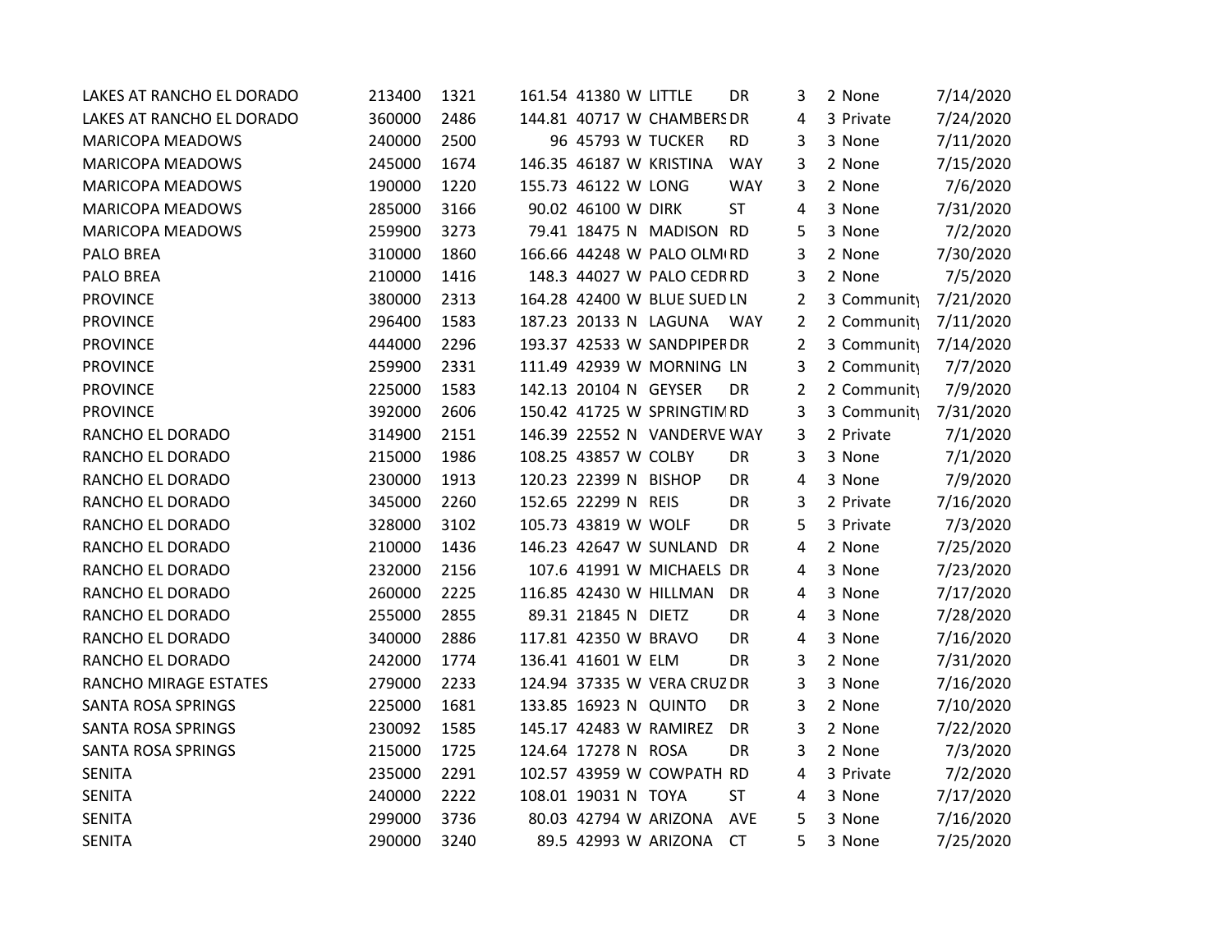| | | | | | | | | | | | |
|---|---|---|---|---|---|---|---|---|---|---|---|
| LAKES AT RANCHO EL DORADO | 213400 | 1321 | 161.54 | 41380 | W | LITTLE | DR | 3 | 2 | None | 7/14/2020 |
| LAKES AT RANCHO EL DORADO | 360000 | 2486 | 144.81 | 40717 | W | CHAMBERS | DR | 4 | 3 | Private | 7/24/2020 |
| MARICOPA MEADOWS | 240000 | 2500 | 96 | 45793 | W | TUCKER | RD | 3 | 3 | None | 7/11/2020 |
| MARICOPA MEADOWS | 245000 | 1674 | 146.35 | 46187 | W | KRISTINA | WAY | 3 | 2 | None | 7/15/2020 |
| MARICOPA MEADOWS | 190000 | 1220 | 155.73 | 46122 | W | LONG | WAY | 3 | 2 | None | 7/6/2020 |
| MARICOPA MEADOWS | 285000 | 3166 | 90.02 | 46100 | W | DIRK | ST | 4 | 3 | None | 7/31/2020 |
| MARICOPA MEADOWS | 259900 | 3273 | 79.41 | 18475 | N | MADISON | RD | 5 | 3 | None | 7/2/2020 |
| PALO BREA | 310000 | 1860 | 166.66 | 44248 | W | PALO OLM | RD | 3 | 2 | None | 7/30/2020 |
| PALO BREA | 210000 | 1416 | 148.3 | 44027 | W | PALO CEDR | RD | 3 | 2 | None | 7/5/2020 |
| PROVINCE | 380000 | 2313 | 164.28 | 42400 | W | BLUE SUED | LN | 2 | 3 | Community | 7/21/2020 |
| PROVINCE | 296400 | 1583 | 187.23 | 20133 | N | LAGUNA | WAY | 2 | 2 | Community | 7/11/2020 |
| PROVINCE | 444000 | 2296 | 193.37 | 42533 | W | SANDPIPER | DR | 2 | 3 | Community | 7/14/2020 |
| PROVINCE | 259900 | 2331 | 111.49 | 42939 | W | MORNING | LN | 3 | 2 | Community | 7/7/2020 |
| PROVINCE | 225000 | 1583 | 142.13 | 20104 | N | GEYSER | DR | 2 | 2 | Community | 7/9/2020 |
| PROVINCE | 392000 | 2606 | 150.42 | 41725 | W | SPRINGTIM | RD | 3 | 3 | Community | 7/31/2020 |
| RANCHO EL DORADO | 314900 | 2151 | 146.39 | 22552 | N | VANDERVE | WAY | 3 | 2 | Private | 7/1/2020 |
| RANCHO EL DORADO | 215000 | 1986 | 108.25 | 43857 | W | COLBY | DR | 3 | 3 | None | 7/1/2020 |
| RANCHO EL DORADO | 230000 | 1913 | 120.23 | 22399 | N | BISHOP | DR | 4 | 3 | None | 7/9/2020 |
| RANCHO EL DORADO | 345000 | 2260 | 152.65 | 22299 | N | REIS | DR | 3 | 2 | Private | 7/16/2020 |
| RANCHO EL DORADO | 328000 | 3102 | 105.73 | 43819 | W | WOLF | DR | 5 | 3 | Private | 7/3/2020 |
| RANCHO EL DORADO | 210000 | 1436 | 146.23 | 42647 | W | SUNLAND | DR | 4 | 2 | None | 7/25/2020 |
| RANCHO EL DORADO | 232000 | 2156 | 107.6 | 41991 | W | MICHAELS | DR | 4 | 3 | None | 7/23/2020 |
| RANCHO EL DORADO | 260000 | 2225 | 116.85 | 42430 | W | HILLMAN | DR | 4 | 3 | None | 7/17/2020 |
| RANCHO EL DORADO | 255000 | 2855 | 89.31 | 21845 | N | DIETZ | DR | 4 | 3 | None | 7/28/2020 |
| RANCHO EL DORADO | 340000 | 2886 | 117.81 | 42350 | W | BRAVO | DR | 4 | 3 | None | 7/16/2020 |
| RANCHO EL DORADO | 242000 | 1774 | 136.41 | 41601 | W | ELM | DR | 3 | 2 | None | 7/31/2020 |
| RANCHO MIRAGE ESTATES | 279000 | 2233 | 124.94 | 37335 | W | VERA CRUZ | DR | 3 | 3 | None | 7/16/2020 |
| SANTA ROSA SPRINGS | 225000 | 1681 | 133.85 | 16923 | N | QUINTO | DR | 3 | 2 | None | 7/10/2020 |
| SANTA ROSA SPRINGS | 230092 | 1585 | 145.17 | 42483 | W | RAMIREZ | DR | 3 | 2 | None | 7/22/2020 |
| SANTA ROSA SPRINGS | 215000 | 1725 | 124.64 | 17278 | N | ROSA | DR | 3 | 2 | None | 7/3/2020 |
| SENITA | 235000 | 2291 | 102.57 | 43959 | W | COWPATH | RD | 4 | 3 | Private | 7/2/2020 |
| SENITA | 240000 | 2222 | 108.01 | 19031 | N | TOYA | ST | 4 | 3 | None | 7/17/2020 |
| SENITA | 299000 | 3736 | 80.03 | 42794 | W | ARIZONA | AVE | 5 | 3 | None | 7/16/2020 |
| SENITA | 290000 | 3240 | 89.5 | 42993 | W | ARIZONA | CT | 5 | 3 | None | 7/25/2020 |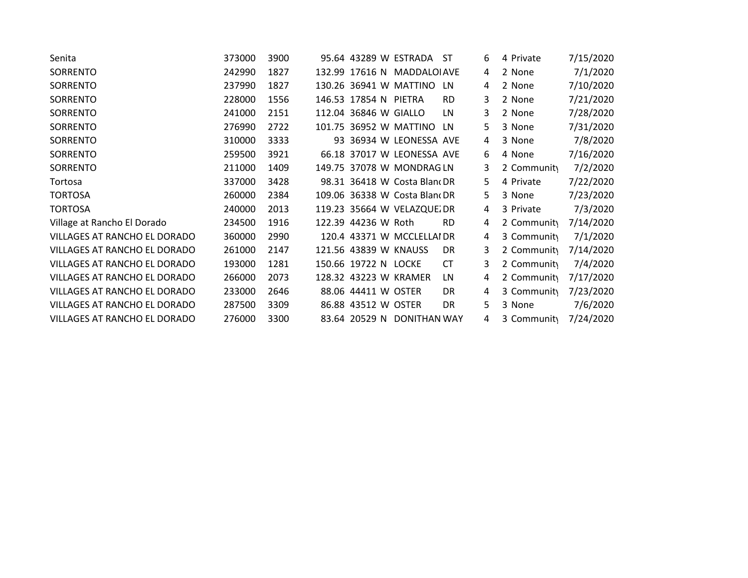| | | | | | | | | | | | |
|---|---|---|---|---|---|---|---|---|---|---|---|
| Senita | 373000 | 3900 | 95.64 | 43289 | W | ESTRADA | ST | 6 | 4 | Private | 7/15/2020 |
| SORRENTO | 242990 | 1827 | 132.99 | 17616 | N | MADDALOI | AVE | 4 | 2 | None | 7/1/2020 |
| SORRENTO | 237990 | 1827 | 130.26 | 36941 | W | MATTINO | LN | 4 | 2 | None | 7/10/2020 |
| SORRENTO | 228000 | 1556 | 146.53 | 17854 | N | PIETRA | RD | 3 | 2 | None | 7/21/2020 |
| SORRENTO | 241000 | 2151 | 112.04 | 36846 | W | GIALLO | LN | 3 | 2 | None | 7/28/2020 |
| SORRENTO | 276990 | 2722 | 101.75 | 36952 | W | MATTINO | LN | 5 | 3 | None | 7/31/2020 |
| SORRENTO | 310000 | 3333 | 93 | 36934 | W | LEONESSA | AVE | 4 | 3 | None | 7/8/2020 |
| SORRENTO | 259500 | 3921 | 66.18 | 37017 | W | LEONESSA | AVE | 6 | 4 | None | 7/16/2020 |
| SORRENTO | 211000 | 1409 | 149.75 | 37078 | W | MONDRAG | LN | 3 | 2 | Community | 7/2/2020 |
| Tortosa | 337000 | 3428 | 98.31 | 36418 | W | Costa Blanc | DR | 5 | 4 | Private | 7/22/2020 |
| TORTOSA | 260000 | 2384 | 109.06 | 36338 | W | Costa Blanc | DR | 5 | 3 | None | 7/23/2020 |
| TORTOSA | 240000 | 2013 | 119.23 | 35664 | W | VELAZQUEZ | DR | 4 | 3 | Private | 7/3/2020 |
| Village at Rancho El Dorado | 234500 | 1916 | 122.39 | 44236 | W | Roth | RD | 4 | 2 | Community | 7/14/2020 |
| VILLAGES AT RANCHO EL DORADO | 360000 | 2990 | 120.4 | 43371 | W | MCCLELLAN | DR | 4 | 3 | Community | 7/1/2020 |
| VILLAGES AT RANCHO EL DORADO | 261000 | 2147 | 121.56 | 43839 | W | KNAUSS | DR | 3 | 2 | Community | 7/14/2020 |
| VILLAGES AT RANCHO EL DORADO | 193000 | 1281 | 150.66 | 19722 | N | LOCKE | CT | 3 | 2 | Community | 7/4/2020 |
| VILLAGES AT RANCHO EL DORADO | 266000 | 2073 | 128.32 | 43223 | W | KRAMER | LN | 4 | 2 | Community | 7/17/2020 |
| VILLAGES AT RANCHO EL DORADO | 233000 | 2646 | 88.06 | 44411 | W | OSTER | DR | 4 | 3 | Community | 7/23/2020 |
| VILLAGES AT RANCHO EL DORADO | 287500 | 3309 | 86.88 | 43512 | W | OSTER | DR | 5 | 3 | None | 7/6/2020 |
| VILLAGES AT RANCHO EL DORADO | 276000 | 3300 | 83.64 | 20529 | N | DONITHAN | WAY | 4 | 3 | Community | 7/24/2020 |